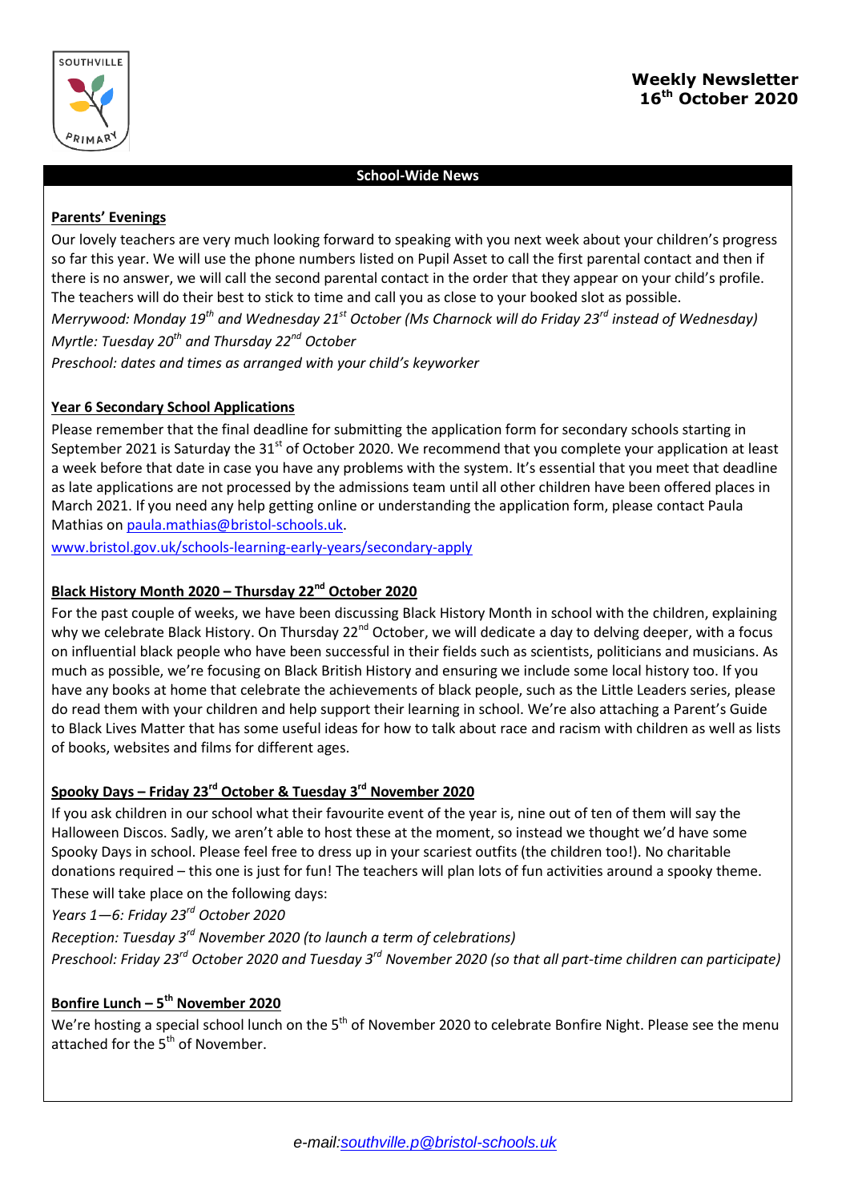# Weekly Newsletter
## 16th October 2020

### School-Wide News

**Parents' Evenings**

Our lovely teachers are very much looking forward to speaking with you next week about your children's progress so far this year. We will use the phone numbers listed on Pupil Asset to call the first parental contact and then if there is no answer, we will call the second parental contact in the order that they appear on your child's profile. The teachers will do their best to stick to time and call you as close to your booked slot as possible.

*Merrywood: Monday 19th and Wednesday 21st October (Ms Charnock will do Friday 23rd instead of Wednesday)*

*Myrtle: Tuesday 20th and Thursday 22nd October*

*Preschool: dates and times as arranged with your child's keyworker*

**Year 6 Secondary School Applications**

Please remember that the final deadline for submitting the application form for secondary schools starting in September 2021 is Saturday the 31st of October 2020. We recommend that you complete your application at least a week before that date in case you have any problems with the system. It's essential that you meet that deadline as late applications are not processed by the admissions team until all other children have been offered places in March 2021. If you need any help getting online or understanding the application form, please contact Paula Mathias on paula.mathias@bristol-schools.uk.

www.bristol.gov.uk/schools-learning-early-years/secondary-apply

**Black History Month 2020 – Thursday 22nd October 2020**

For the past couple of weeks, we have been discussing Black History Month in school with the children, explaining why we celebrate Black History. On Thursday 22nd October, we will dedicate a day to delving deeper, with a focus on influential black people who have been successful in their fields such as scientists, politicians and musicians. As much as possible, we're focusing on Black British History and ensuring we include some local history too. If you have any books at home that celebrate the achievements of black people, such as the Little Leaders series, please do read them with your children and help support their learning in school. We're also attaching a Parent's Guide to Black Lives Matter that has some useful ideas for how to talk about race and racism with children as well as lists of books, websites and films for different ages.

**Spooky Days – Friday 23rd October & Tuesday 3rd November 2020**

If you ask children in our school what their favourite event of the year is, nine out of ten of them will say the Halloween Discos. Sadly, we aren't able to host these at the moment, so instead we thought we'd have some Spooky Days in school. Please feel free to dress up in your scariest outfits (the children too!). No charitable donations required – this one is just for fun! The teachers will plan lots of fun activities around a spooky theme.

These will take place on the following days:

*Years 1—6: Friday 23rd October 2020*

*Reception: Tuesday 3rd November 2020 (to launch a term of celebrations)*

*Preschool: Friday 23rd October 2020 and Tuesday 3rd November 2020 (so that all part-time children can participate)*

**Bonfire Lunch – 5th November 2020**

We're hosting a special school lunch on the 5th of November 2020 to celebrate Bonfire Night. Please see the menu attached for the 5th of November.

*e-mail:southville.p@bristol-schools.uk*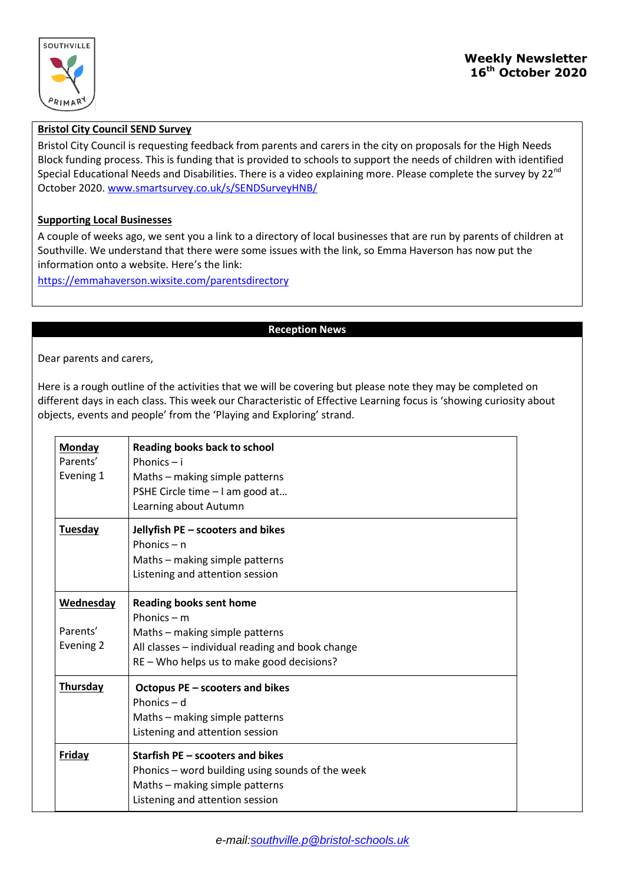SOUTHVILLE PRIMARY

**Weekly Newsletter**
**16th October 2020**

**Bristol City Council SEND Survey**

Bristol City Council is requesting feedback from parents and carers in the city on proposals for the High Needs Block funding process. This is funding that is provided to schools to support the needs of children with identified Special Educational Needs and Disabilities. There is a video explaining more. Please complete the survey by 22nd October 2020. www.smartsurvey.co.uk/s/SENDSurveyHNB/

**Supporting Local Businesses**

A couple of weeks ago, we sent you a link to a directory of local businesses that are run by parents of children at Southville. We understand that there were some issues with the link, so Emma Haverson has now put the information onto a website. Here's the link:

https://emmahaverson.wixsite.com/parentsdirectory

## Reception News

Dear parents and carers,

Here is a rough outline of the activities that we will be covering but please note they may be completed on different days in each class. This week our Characteristic of Effective Learning focus is 'showing curiosity about objects, events and people' from the 'Playing and Exploring' strand.

| | |
|---|---|
| **Monday**<br>Parents' Evening 1 | **Reading books back to school**<br>Phonics – i<br>Maths – making simple patterns<br>PSHE Circle time – I am good at…<br>Learning about Autumn |
| **Tuesday** | **Jellyfish PE – scooters and bikes**<br>Phonics – n<br>Maths – making simple patterns<br>Listening and attention session |
| **Wednesday**<br>Parents' Evening 2 | **Reading books sent home**<br>Phonics – m<br>Maths – making simple patterns<br>All classes – individual reading and book change<br>RE – Who helps us to make good decisions? |
| **Thursday** | **Octopus PE – scooters and bikes**<br>Phonics – d<br>Maths – making simple patterns<br>Listening and attention session |
| **Friday** | **Starfish PE – scooters and bikes**<br>Phonics – word building using sounds of the week<br>Maths – making simple patterns<br>Listening and attention session |

*e-mail:southville.p@bristol-schools.uk*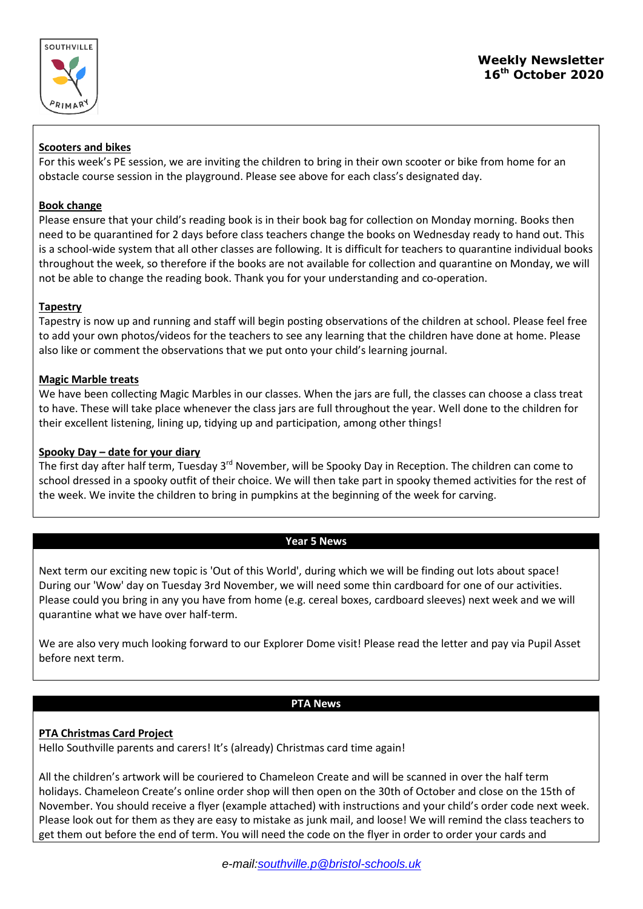**Weekly Newsletter**
**16th October 2020**

**Scooters and bikes**

For this week's PE session, we are inviting the children to bring in their own scooter or bike from home for an obstacle course session in the playground. Please see above for each class's designated day.

**Book change**

Please ensure that your child's reading book is in their book bag for collection on Monday morning. Books then need to be quarantined for 2 days before class teachers change the books on Wednesday ready to hand out. This is a school-wide system that all other classes are following. It is difficult for teachers to quarantine individual books throughout the week, so therefore if the books are not available for collection and quarantine on Monday, we will not be able to change the reading book. Thank you for your understanding and co-operation.

**Tapestry**

Tapestry is now up and running and staff will begin posting observations of the children at school. Please feel free to add your own photos/videos for the teachers to see any learning that the children have done at home. Please also like or comment the observations that we put onto your child's learning journal.

**Magic Marble treats**

We have been collecting Magic Marbles in our classes. When the jars are full, the classes can choose a class treat to have. These will take place whenever the class jars are full throughout the year. Well done to the children for their excellent listening, lining up, tidying up and participation, among other things!

**Spooky Day – date for your diary**

The first day after half term, Tuesday 3rd November, will be Spooky Day in Reception. The children can come to school dressed in a spooky outfit of their choice. We will then take part in spooky themed activities for the rest of the week. We invite the children to bring in pumpkins at the beginning of the week for carving.

## Year 5 News

Next term our exciting new topic is 'Out of this World', during which we will be finding out lots about space! During our 'Wow' day on Tuesday 3rd November, we will need some thin cardboard for one of our activities. Please could you bring in any you have from home (e.g. cereal boxes, cardboard sleeves) next week and we will quarantine what we have over half-term.

We are also very much looking forward to our Explorer Dome visit! Please read the letter and pay via Pupil Asset before next term.

## PTA News

**PTA Christmas Card Project**

Hello Southville parents and carers! It's (already) Christmas card time again!

All the children's artwork will be couriered to Chameleon Create and will be scanned in over the half term holidays. Chameleon Create's online order shop will then open on the 30th of October and close on the 15th of November. You should receive a flyer (example attached) with instructions and your child's order code next week. Please look out for them as they are easy to mistake as junk mail, and loose! We will remind the class teachers to get them out before the end of term. You will need the code on the flyer in order to order your cards and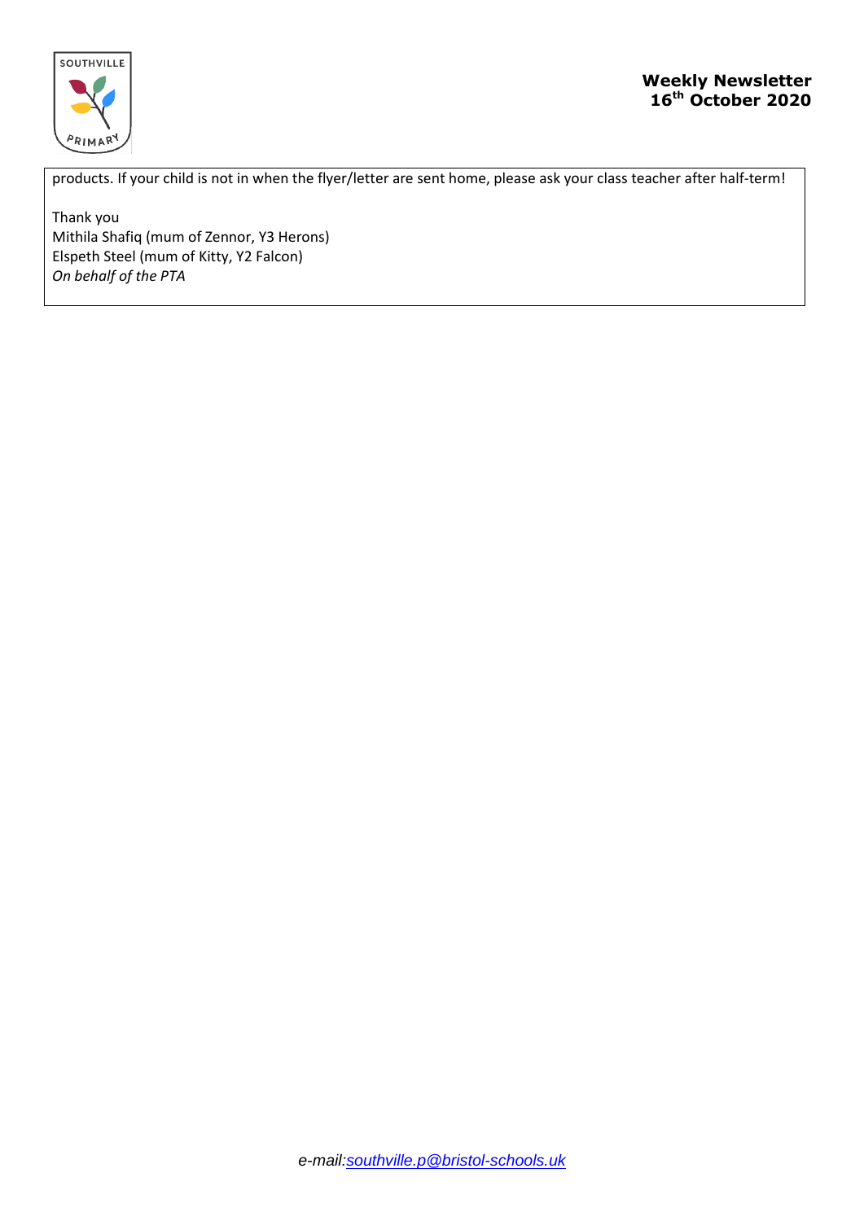products. If your child is not in when the flyer/letter are sent home, please ask your class teacher after half-term!

Thank you
Mithila Shafiq (mum of Zennor, Y3 Herons)
Elspeth Steel (mum of Kitty, Y2 Falcon)
*On behalf of the PTA*

*e-mail:[southville.p@bristol-schools.uk](mailto:southville.p@bristol-schools.uk)*